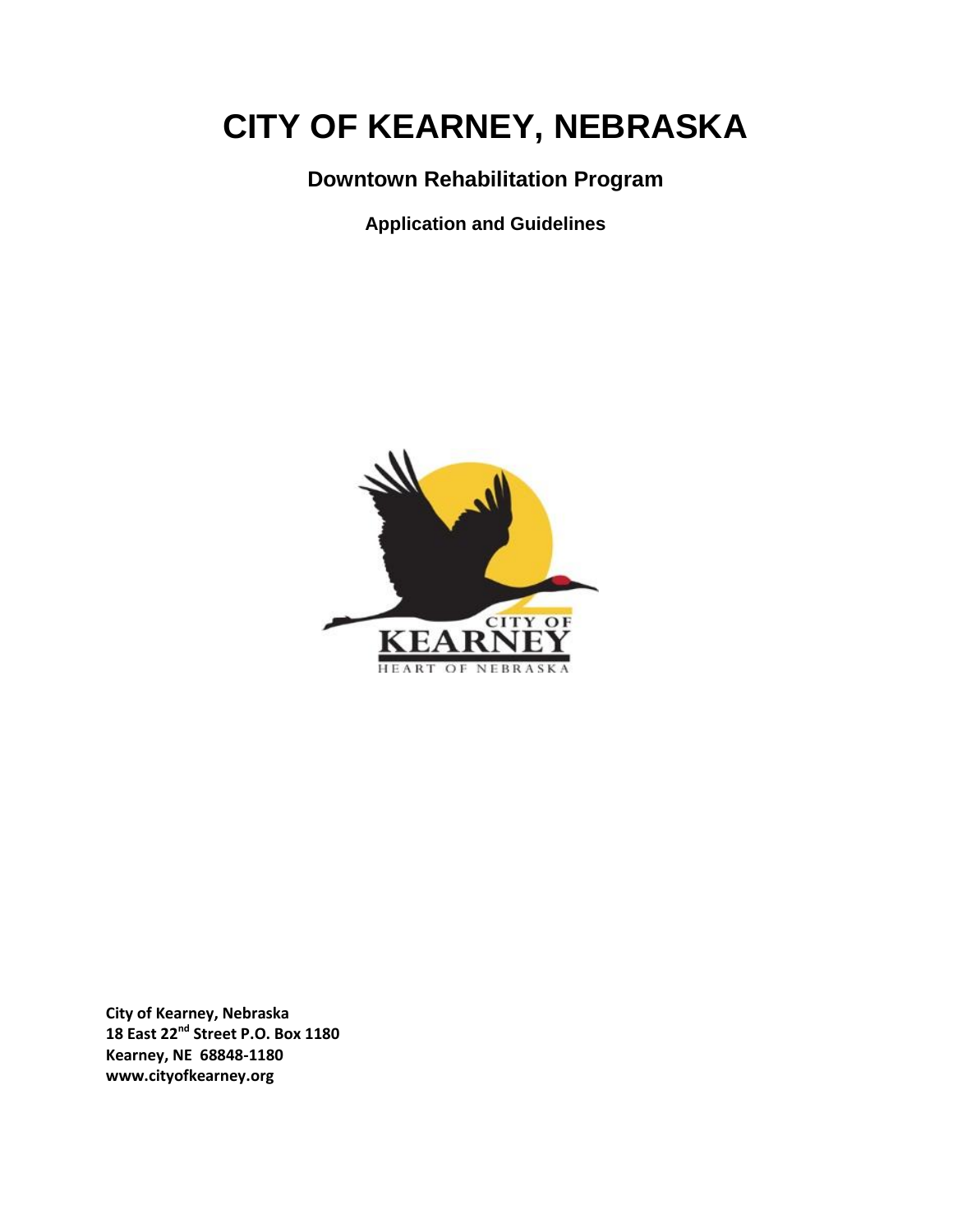# CITY OF KEARNEY, NEBRASKA

## Downtown Rehabilitation Program

### Application and Guidelines

**City of Kearney, Nebraska**
**18 East 22nd Street P.O. Box 1180**
**Kearney, NE 68848-1180**
**www.cityofkearney.org**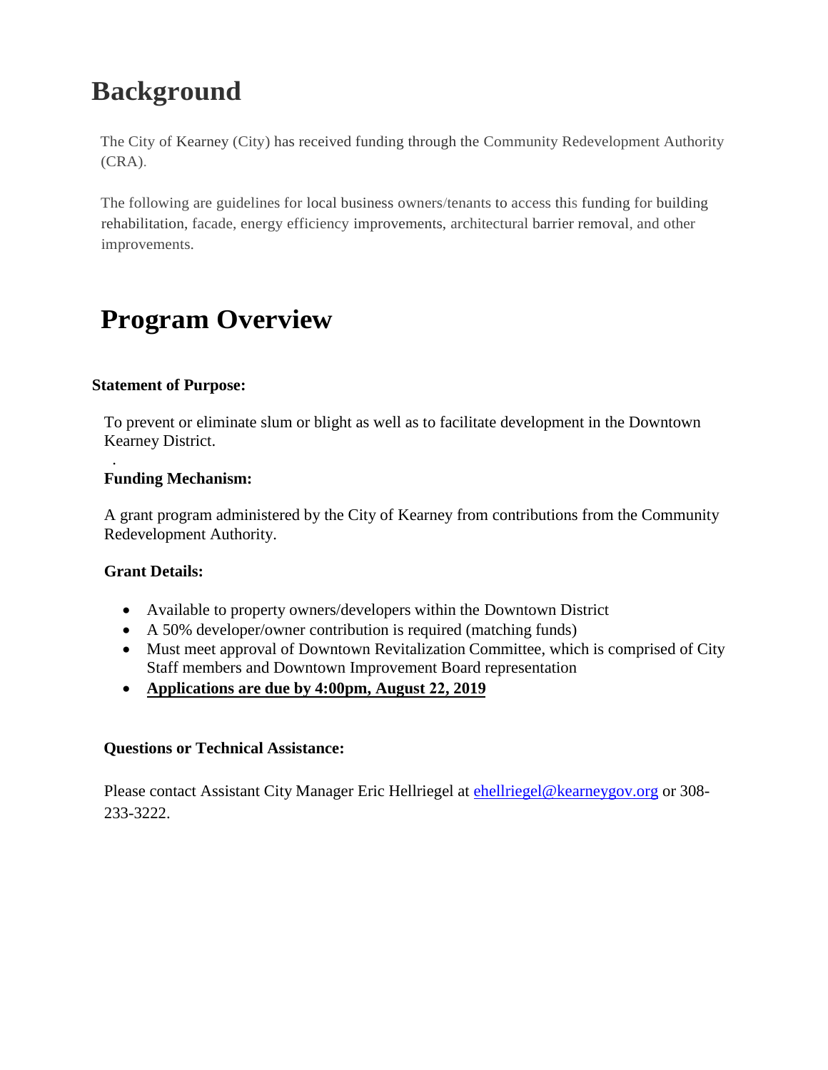# Background

The City of Kearney (City) has received funding through the Community Redevelopment Authority (CRA).

The following are guidelines for local business owners/tenants to access this funding for building rehabilitation, facade, energy efficiency improvements, architectural barrier removal, and other improvements.

# Program Overview

**Statement of Purpose:**

To prevent or eliminate slum or blight as well as to facilitate development in the Downtown Kearney District.

.

**Funding Mechanism:**

A grant program administered by the City of Kearney from contributions from the Community Redevelopment Authority.

**Grant Details:**

- Available to property owners/developers within the Downtown District
- A 50% developer/owner contribution is required (matching funds)
- Must meet approval of Downtown Revitalization Committee, which is comprised of City Staff members and Downtown Improvement Board representation
- **Applications are due by 4:00pm, August 22, 2019**

**Questions or Technical Assistance:**

Please contact Assistant City Manager Eric Hellriegel at ehellriegel@kearneygov.org or 308-233-3222.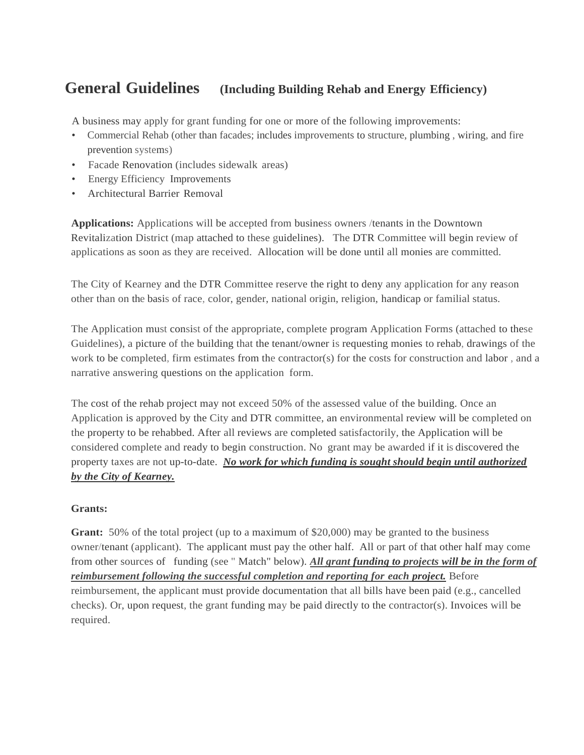# General Guidelines (Including Building Rehab and Energy Efficiency)

A business may apply for grant funding for one or more of the following improvements:

- Commercial Rehab (other than facades; includes improvements to structure, plumbing , wiring, and fire prevention systems)
- Facade Renovation (includes sidewalk areas)
- Energy Efficiency Improvements
- Architectural Barrier Removal

**Applications:** Applications will be accepted from business owners /tenants in the Downtown Revitalization District (map attached to these guidelines). The DTR Committee will begin review of applications as soon as they are received. Allocation will be done until all monies are committed.

The City of Kearney and the DTR Committee reserve the right to deny any application for any reason other than on the basis of race, color, gender, national origin, religion, handicap or familial status.

The Application must consist of the appropriate, complete program Application Forms (attached to these Guidelines), a picture of the building that the tenant/owner is requesting monies to rehab, drawings of the work to be completed, firm estimates from the contractor(s) for the costs for construction and labor , and a narrative answering questions on the application form.

The cost of the rehab project may not exceed 50% of the assessed value of the building. Once an Application is approved by the City and DTR committee, an environmental review will be completed on the property to be rehabbed. After all reviews are completed satisfactorily, the Application will be considered complete and ready to begin construction. No grant may be awarded if it is discovered the property taxes are not up-to-date. ***No work for which funding is sought should begin until authorized by the City of Kearney.***

**Grants:**

**Grant:** 50% of the total project (up to a maximum of $20,000) may be granted to the business owner/tenant (applicant). The applicant must pay the other half. All or part of that other half may come from other sources of funding (see " Match" below). ***All grant funding to projects will be in the form of reimbursement following the successful completion and reporting for each project.*** Before reimbursement, the applicant must provide documentation that all bills have been paid (e.g., cancelled checks). Or, upon request, the grant funding may be paid directly to the contractor(s). Invoices will be required.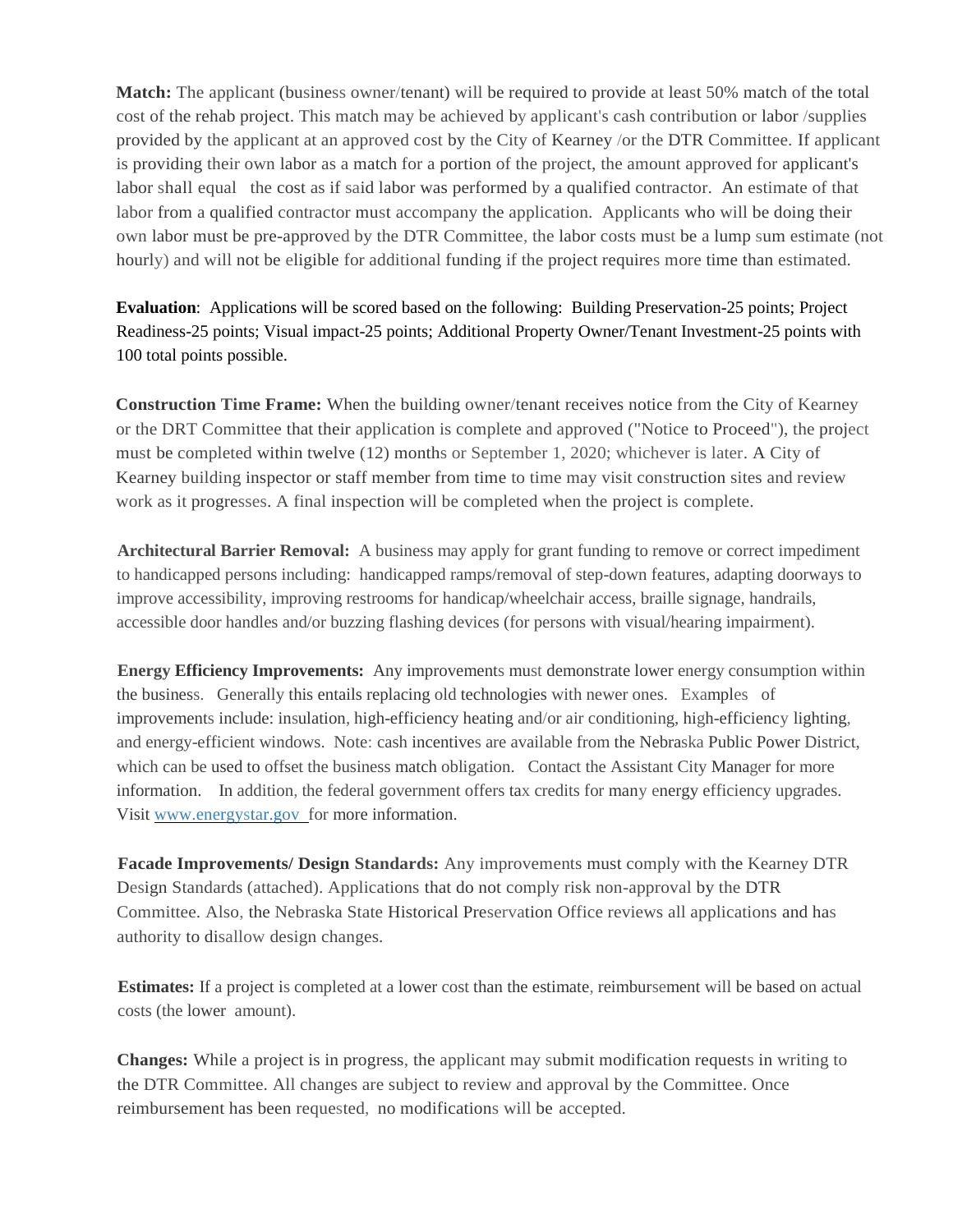**Match:** The applicant (business owner/tenant) will be required to provide at least 50% match of the total cost of the rehab project. This match may be achieved by applicant's cash contribution or labor /supplies provided by the applicant at an approved cost by the City of Kearney /or the DTR Committee. If applicant is providing their own labor as a match for a portion of the project, the amount approved for applicant's labor shall equal the cost as if said labor was performed by a qualified contractor. An estimate of that labor from a qualified contractor must accompany the application. Applicants who will be doing their own labor must be pre-approved by the DTR Committee, the labor costs must be a lump sum estimate (not hourly) and will not be eligible for additional funding if the project requires more time than estimated.

**Evaluation**: Applications will be scored based on the following: Building Preservation-25 points; Project Readiness-25 points; Visual impact-25 points; Additional Property Owner/Tenant Investment-25 points with 100 total points possible.

**Construction Time Frame:** When the building owner/tenant receives notice from the City of Kearney or the DRT Committee that their application is complete and approved ("Notice to Proceed"), the project must be completed within twelve (12) months or September 1, 2020; whichever is later. A City of Kearney building inspector or staff member from time to time may visit construction sites and review work as it progresses. A final inspection will be completed when the project is complete.

**Architectural Barrier Removal:** A business may apply for grant funding to remove or correct impediment to handicapped persons including: handicapped ramps/removal of step-down features, adapting doorways to improve accessibility, improving restrooms for handicap/wheelchair access, braille signage, handrails, accessible door handles and/or buzzing flashing devices (for persons with visual/hearing impairment).

**Energy Efficiency Improvements:** Any improvements must demonstrate lower energy consumption within the business. Generally this entails replacing old technologies with newer ones. Examples of improvements include: insulation, high-efficiency heating and/or air conditioning, high-efficiency lighting, and energy-efficient windows. Note: cash incentives are available from the Nebraska Public Power District, which can be used to offset the business match obligation. Contact the Assistant City Manager for more information. In addition, the federal government offers tax credits for many energy efficiency upgrades. Visit www.energystar.gov for more information.

**Facade Improvements/ Design Standards:** Any improvements must comply with the Kearney DTR Design Standards (attached). Applications that do not comply risk non-approval by the DTR Committee. Also, the Nebraska State Historical Preservation Office reviews all applications and has authority to disallow design changes.

**Estimates:** If a project is completed at a lower cost than the estimate, reimbursement will be based on actual costs (the lower amount).

**Changes:** While a project is in progress, the applicant may submit modification requests in writing to the DTR Committee. All changes are subject to review and approval by the Committee. Once reimbursement has been requested, no modifications will be accepted.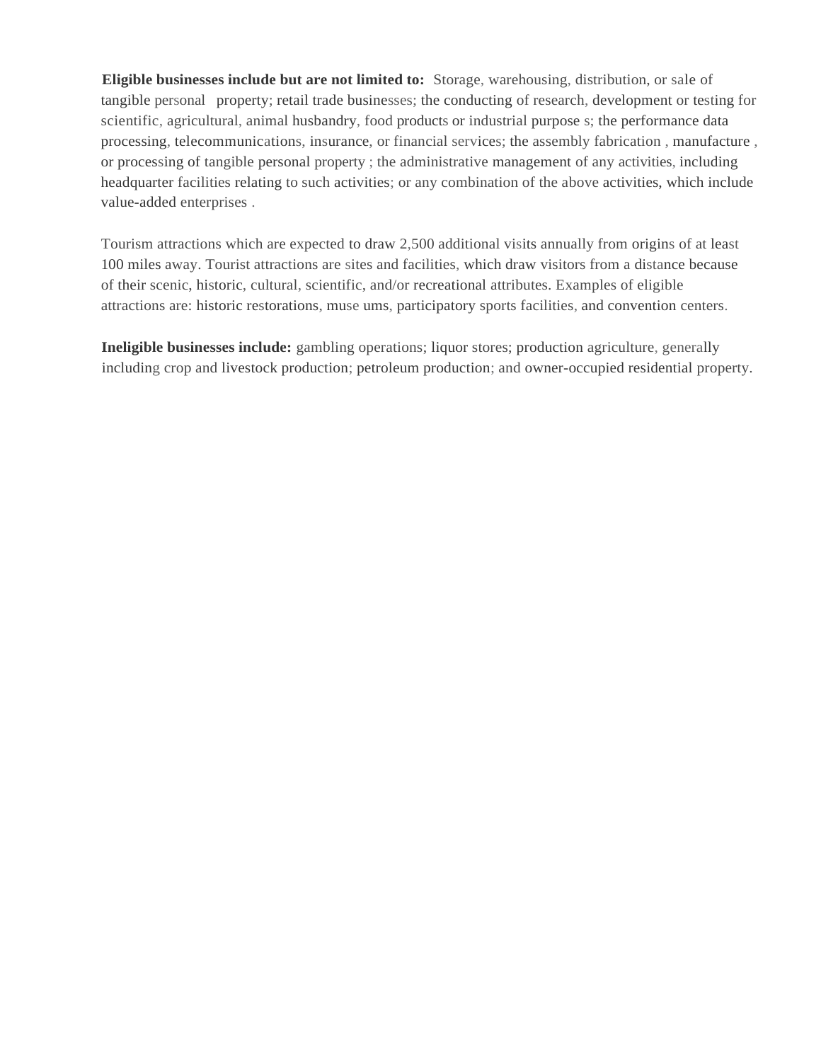**Eligible businesses include but are not limited to:** Storage, warehousing, distribution, or sale of tangible personal property; retail trade businesses; the conducting of research, development or testing for scientific, agricultural, animal husbandry, food products or industrial purpose s; the performance data processing, telecommunications, insurance, or financial services; the assembly fabrication , manufacture , or processing of tangible personal property ; the administrative management of any activities, including headquarter facilities relating to such activities; or any combination of the above activities, which include value-added enterprises .

Tourism attractions which are expected to draw 2,500 additional visits annually from origins of at least 100 miles away. Tourist attractions are sites and facilities, which draw visitors from a distance because of their scenic, historic, cultural, scientific, and/or recreational attributes. Examples of eligible attractions are: historic restorations, muse ums, participatory sports facilities, and convention centers.

**Ineligible businesses include:** gambling operations; liquor stores; production agriculture, generally including crop and livestock production; petroleum production; and owner-occupied residential property.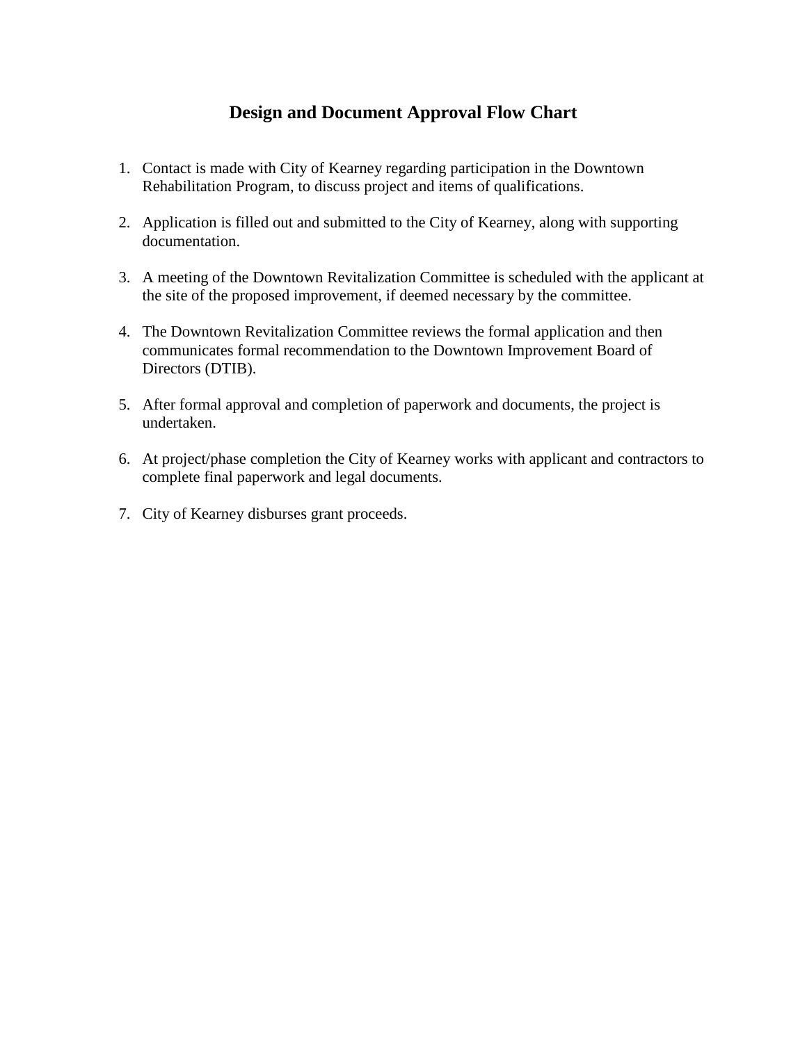# Design and Document Approval Flow Chart

1. Contact is made with City of Kearney regarding participation in the Downtown Rehabilitation Program, to discuss project and items of qualifications.

2. Application is filled out and submitted to the City of Kearney, along with supporting documentation.

3. A meeting of the Downtown Revitalization Committee is scheduled with the applicant at the site of the proposed improvement, if deemed necessary by the committee.

4. The Downtown Revitalization Committee reviews the formal application and then communicates formal recommendation to the Downtown Improvement Board of Directors (DTIB).

5. After formal approval and completion of paperwork and documents, the project is undertaken.

6. At project/phase completion the City of Kearney works with applicant and contractors to complete final paperwork and legal documents.

7. City of Kearney disburses grant proceeds.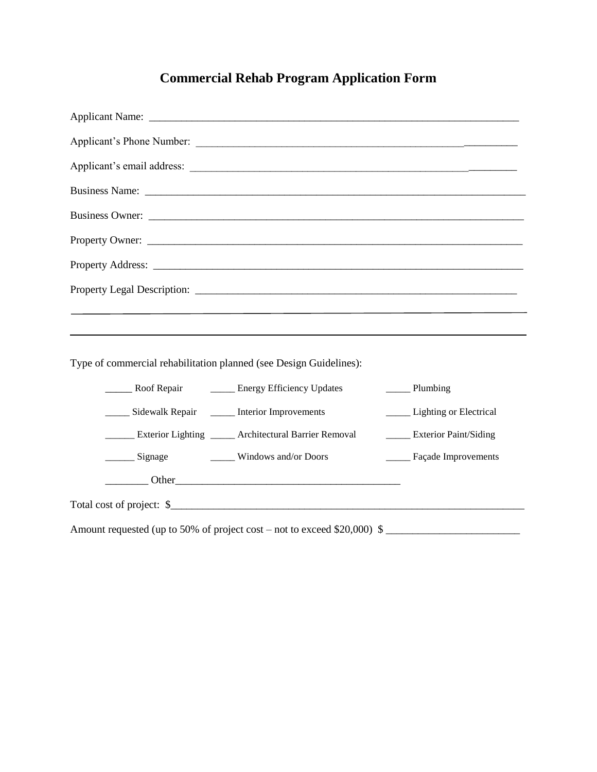# Commercial Rehab Program Application Form

Applicant Name: ______________________________________________________________________

Applicant's Phone Number: ______________________________________________________________

Applicant's email address: ______________________________________________________________

Business Name: _______________________________________________________________________

Business Owner: ______________________________________________________________________

Property Owner: ______________________________________________________________________

Property Address: _____________________________________________________________________

Property Legal Description: _______________________________________________________________

______________________________________________________________________________________

______________________________________________________________________________________

Type of commercial rehabilitation planned (see Design Guidelines):

| | | |
|---|---|---|
| _____ Roof Repair | _____ Energy Efficiency Updates | _____ Plumbing |
| _____ Sidewalk Repair | _____ Interior Improvements | _____ Lighting or Electrical |
| ______ Exterior Lighting | _____ Architectural Barrier Removal | _____ Exterior Paint/Siding |
| ______ Signage | _____ Windows and/or Doors | _____ Façade Improvements |

________ Other___________________________________________

Total cost of project: $__________________________________________________________________

Amount requested (up to 50% of project cost – not to exceed $20,000) $ _________________________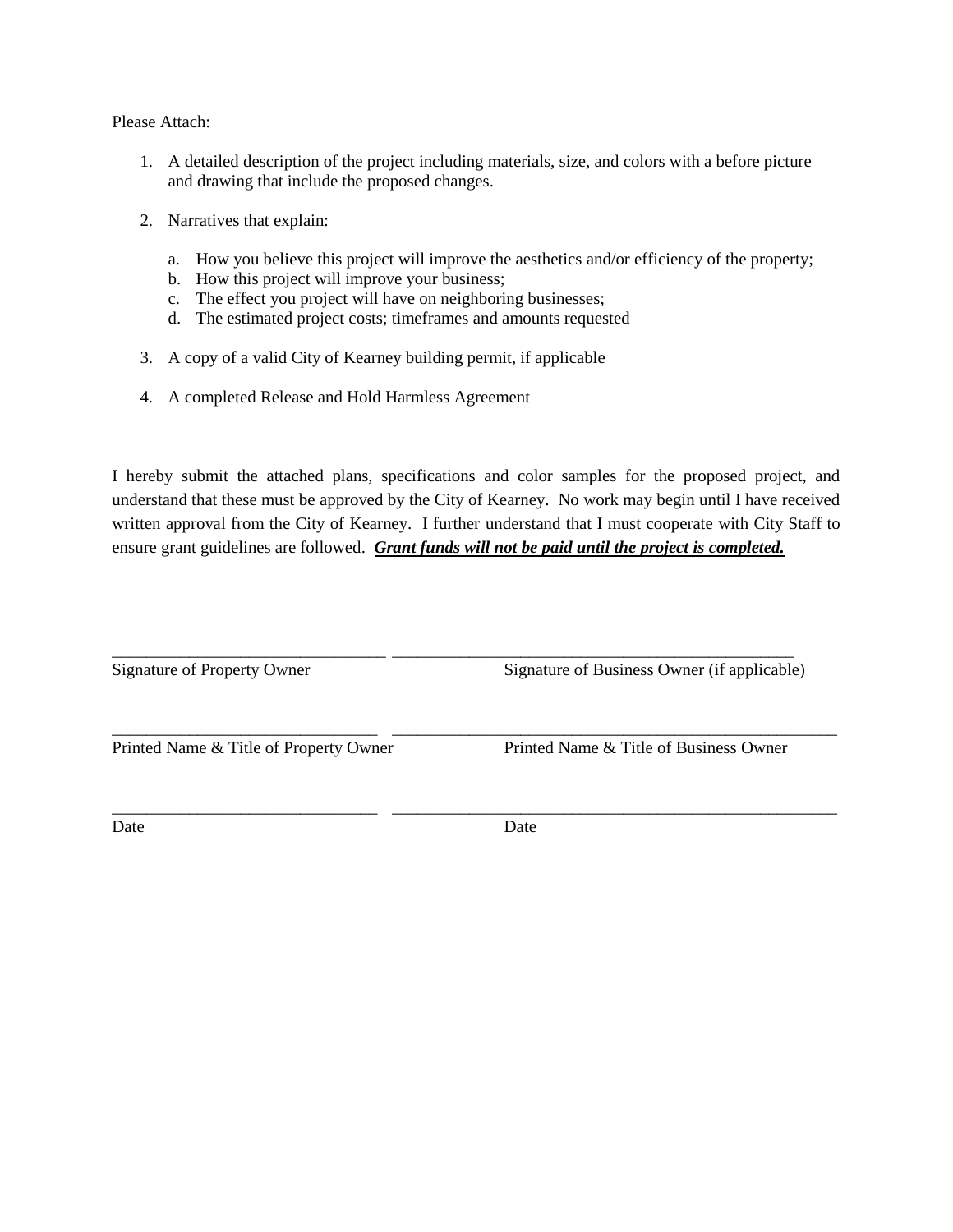Please Attach:

1. A detailed description of the project including materials, size, and colors with a before picture and drawing that include the proposed changes.

2. Narratives that explain:

   a. How you believe this project will improve the aesthetics and/or efficiency of the property;
   b. How this project will improve your business;
   c. The effect you project will have on neighboring businesses;
   d. The estimated project costs; timeframes and amounts requested

3. A copy of a valid City of Kearney building permit, if applicable

4. A completed Release and Hold Harmless Agreement

I hereby submit the attached plans, specifications and color samples for the proposed project, and understand that these must be approved by the City of Kearney. No work may begin until I have received written approval from the City of Kearney. I further understand that I must cooperate with City Staff to ensure grant guidelines are followed. ***Grant funds will not be paid until the project is completed.***

| | |
|---|---|
| _______________________________ | _______________________________ |
| Signature of Property Owner | Signature of Business Owner (if applicable) |
| _______________________________ | _______________________________ |
| Printed Name & Title of Property Owner | Printed Name & Title of Business Owner |
| _______________________________ | _______________________________ |
| Date | Date |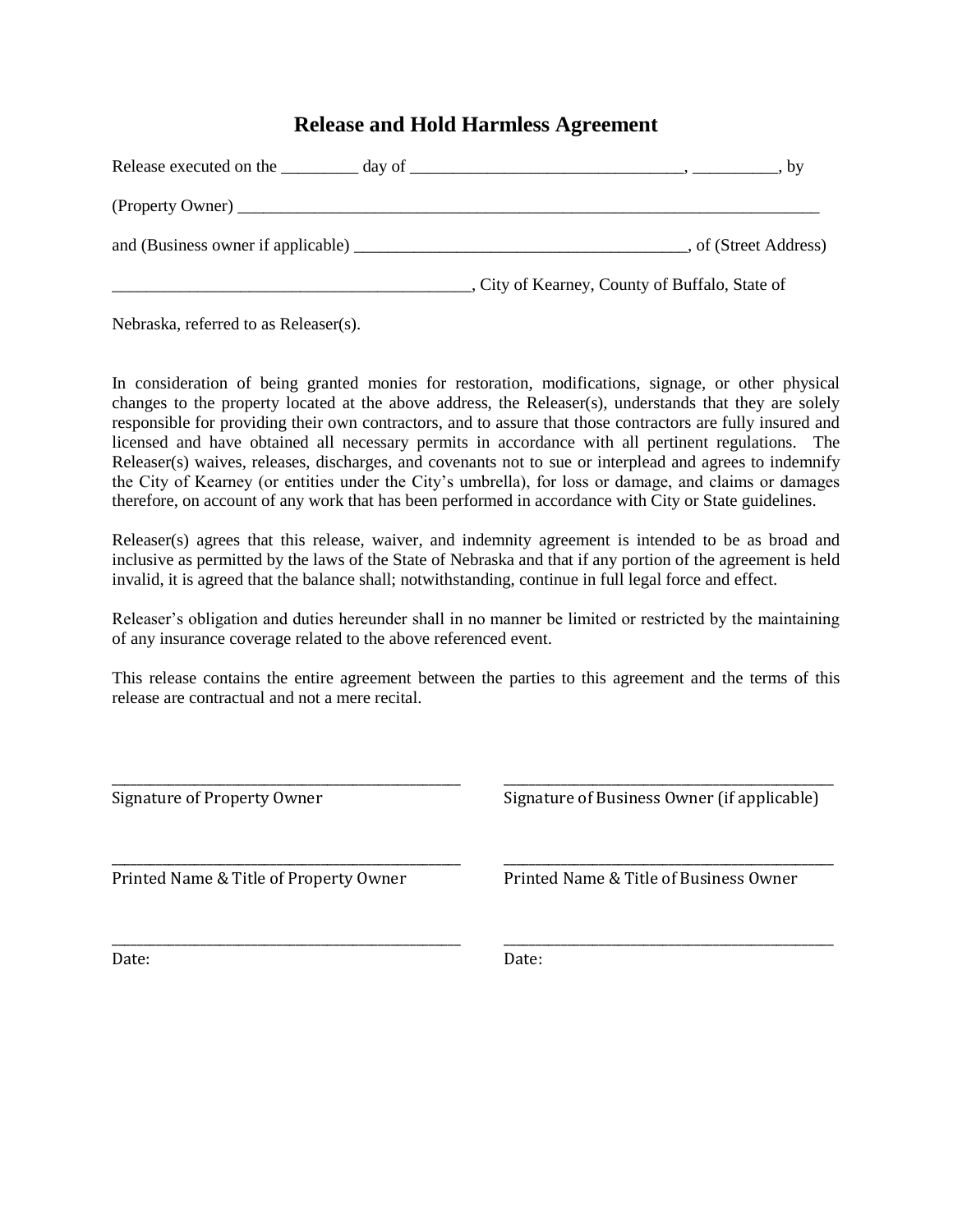# Release and Hold Harmless Agreement

Release executed on the _________ day of _______________________________, __________, by

(Property Owner) ____________________________________________________________________

and (Business owner if applicable) _______________________________________, of (Street Address)

__________________________________________, City of Kearney, County of Buffalo, State of

Nebraska, referred to as Releaser(s).

In consideration of being granted monies for restoration, modifications, signage, or other physical changes to the property located at the above address, the Releaser(s), understands that they are solely responsible for providing their own contractors, and to assure that those contractors are fully insured and licensed and have obtained all necessary permits in accordance with all pertinent regulations. The Releaser(s) waives, releases, discharges, and covenants not to sue or interplead and agrees to indemnify the City of Kearney (or entities under the City's umbrella), for loss or damage, and claims or damages therefore, on account of any work that has been performed in accordance with City or State guidelines.

Releaser(s) agrees that this release, waiver, and indemnity agreement is intended to be as broad and inclusive as permitted by the laws of the State of Nebraska and that if any portion of the agreement is held invalid, it is agreed that the balance shall; notwithstanding, continue in full legal force and effect.

Releaser's obligation and duties hereunder shall in no manner be limited or restricted by the maintaining of any insurance coverage related to the above referenced event.

This release contains the entire agreement between the parties to this agreement and the terms of this release are contractual and not a mere recital.

_______________________________________________
Signature of Property Owner

_______________________________________________
Signature of Business Owner (if applicable)

_______________________________________________
Printed Name & Title of Property Owner

_______________________________________________
Printed Name & Title of Business Owner

_______________________________________________
Date:

_______________________________________________
Date: